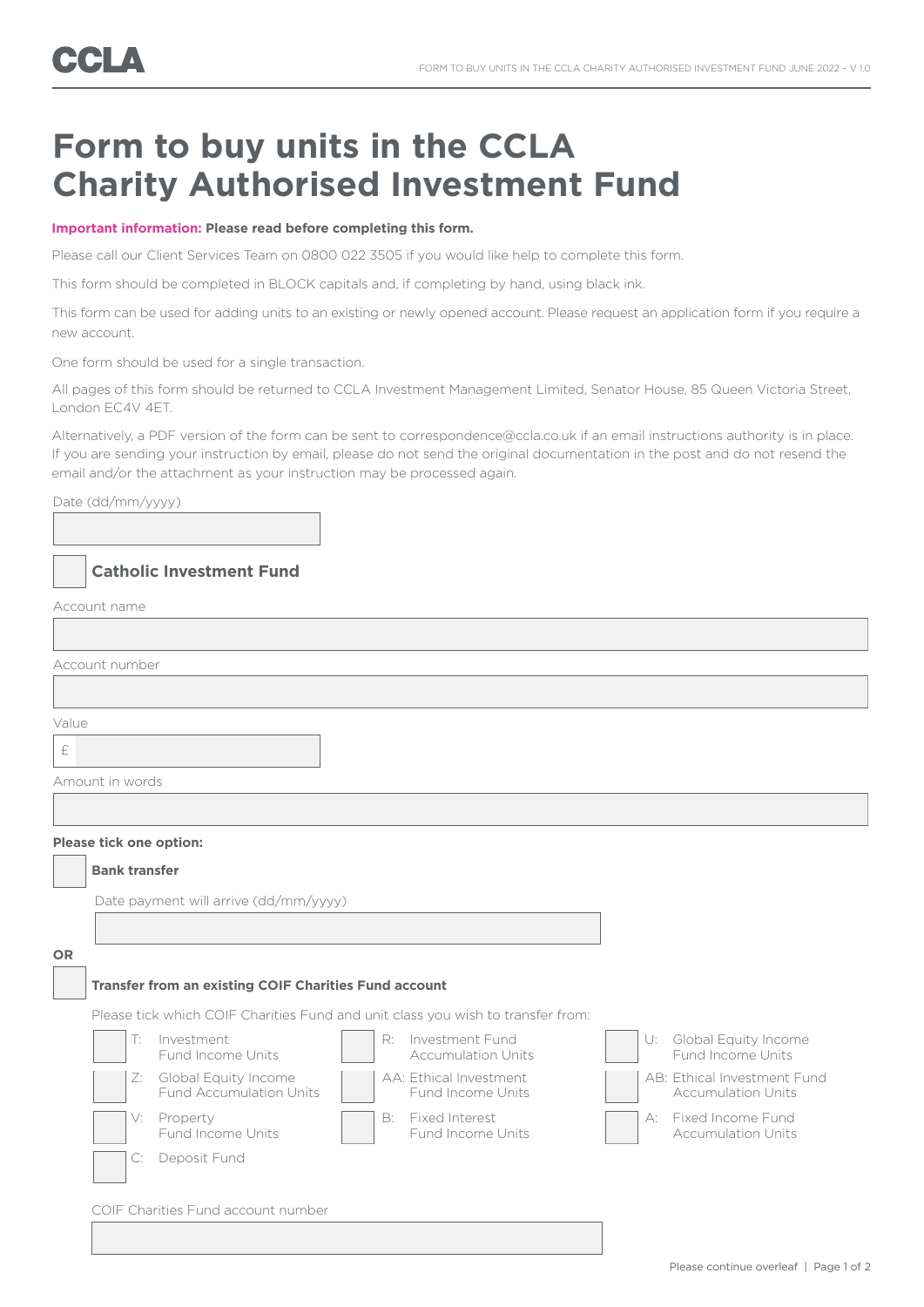CCLA

# Form to buy units in the CCLA Charity Authorised Investment Fund

**Important information: Please read before completing this form.**

Please call our Client Services Team on 0800 022 3505 if you would like help to complete this form.

This form should be completed in BLOCK capitals and, if completing by hand, using black ink.

This form can be used for adding units to an existing or newly opened account. Please request an application form if you require a new account.

One form should be used for a single transaction.

All pages of this form should be returned to CCLA Investment Management Limited, Senator House, 85 Queen Victoria Street, London EC4V 4ET.

Alternatively, a PDF version of the form can be sent to correspondence@ccla.co.uk if an email instructions authority is in place. If you are sending your instruction by email, please do not send the original documentation in the post and do not resend the email and/or the attachment as your instruction may be processed again.

Date (dd/mm/yyyy)

☐ **Catholic Investment Fund**

Account name

Account number

Value

£

Amount in words

**Please tick one option:**

☐ **Bank transfer**

Date payment will arrive (dd/mm/yyyy)

**OR**

☐ **Transfer from an existing COIF Charities Fund account**

Please tick which COIF Charities Fund and unit class you wish to transfer from:

☐ T: Investment Fund Income Units

☐ R: Investment Fund Accumulation Units

☐ U: Global Equity Income Fund Income Units

☐ Z: Global Equity Income Fund Accumulation Units

☐ AA: Ethical Investment Fund Income Units

☐ AB: Ethical Investment Fund Accumulation Units

☐ V: Property Fund Income Units

☐ B: Fixed Interest Fund Income Units

☐ A: Fixed Income Fund Accumulation Units

☐ C: Deposit Fund

COIF Charities Fund account number

Please continue overleaf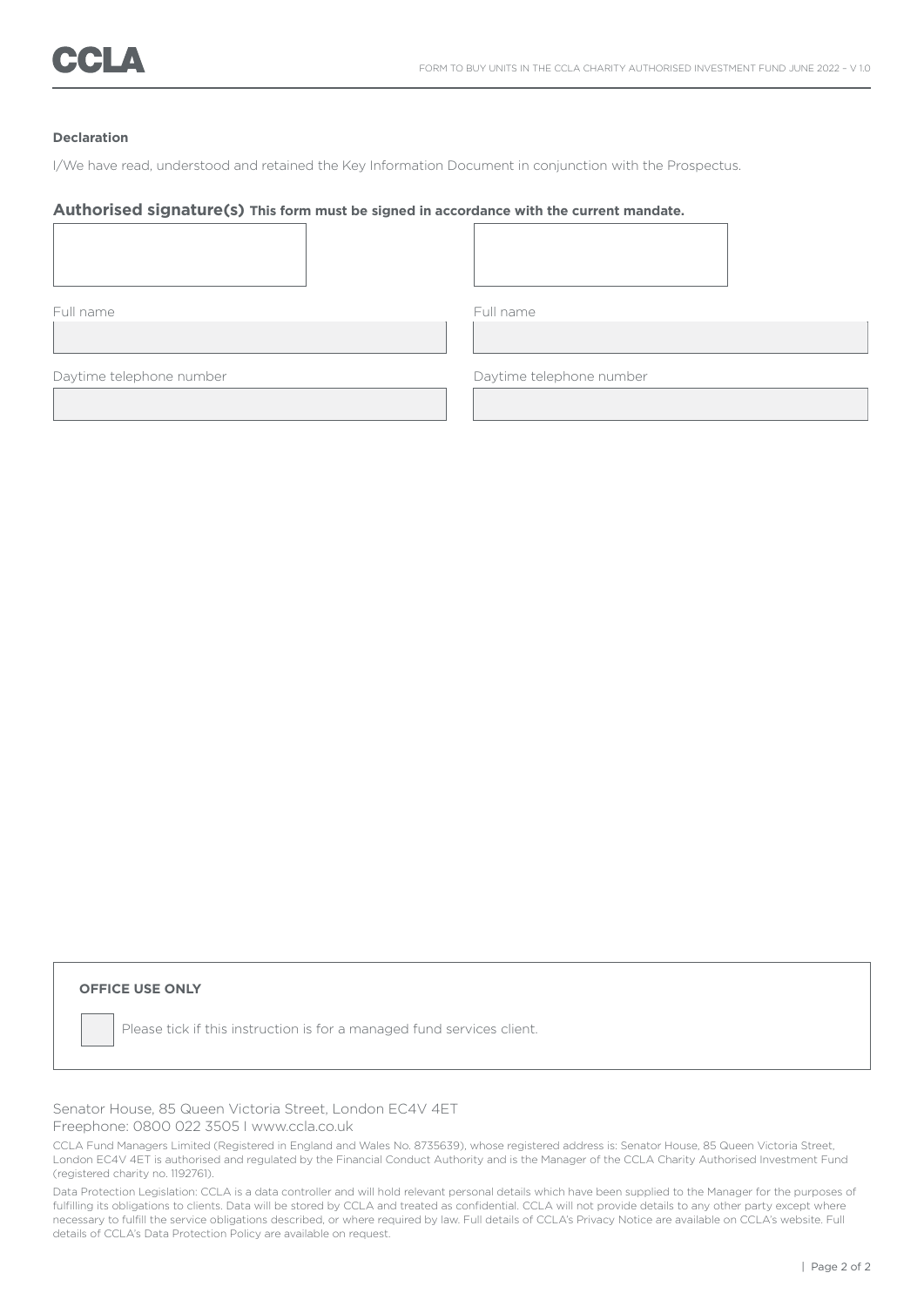**Declaration**

I/We have read, understood and retained the Key Information Document in conjunction with the Prospectus.

## Authorised signature(s) **This form must be signed in accordance with the current mandate.**

Full name

Daytime telephone number

Full name

Daytime telephone number

**OFFICE USE ONLY**

☐ Please tick if this instruction is for a managed fund services client.

Senator House, 85 Queen Victoria Street, London EC4V 4ET
Freephone: 0800 022 3505 | www.ccla.co.uk

CCLA Fund Managers Limited (Registered in England and Wales No. 8735639), whose registered address is: Senator House, 85 Queen Victoria Street, London EC4V 4ET is authorised and regulated by the Financial Conduct Authority and is the Manager of the CCLA Charity Authorised Investment Fund (registered charity no. 1192761).

Data Protection Legislation: CCLA is a data controller and will hold relevant personal details which have been supplied to the Manager for the purposes of fulfilling its obligations to clients. Data will be stored by CCLA and treated as confidential. CCLA will not provide details to any other party except where necessary to fulfill the service obligations described, or where required by law. Full details of CCLA's Privacy Notice are available on CCLA's website. Full details of CCLA's Data Protection Policy are available on request.